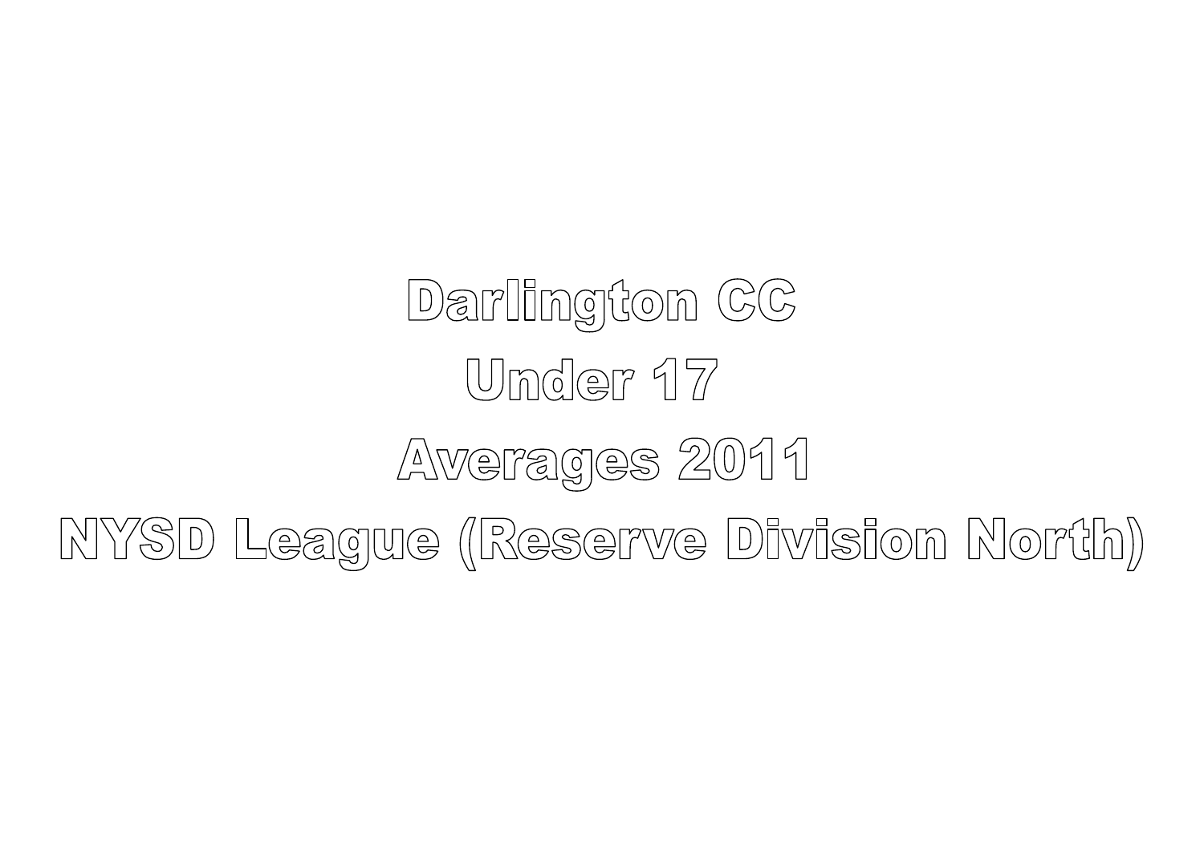# Darlington CC
# Under 17
# Averages 2011
# NYSD League (Reserve Division North)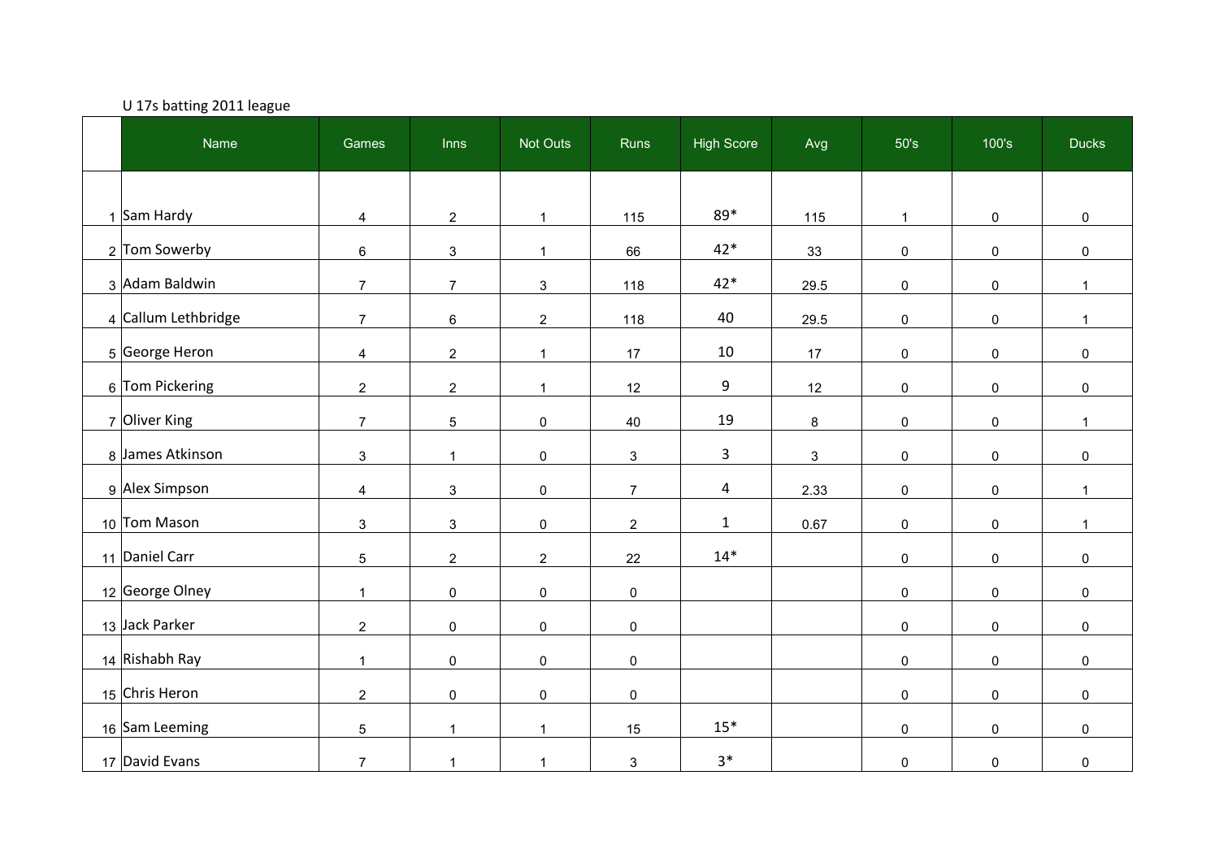U 17s batting 2011 league

| | Name | Games | Inns | Not Outs | Runs | High Score | Avg | 50's | 100's | Ducks |
|---|---|---|---|---|---|---|---|---|---|---|
| 1 | Sam Hardy | 4 | 2 | 1 | 115 | 89* | 115 | 1 | 0 | 0 |
| 2 | Tom Sowerby | 6 | 3 | 1 | 66 | 42* | 33 | 0 | 0 | 0 |
| 3 | Adam Baldwin | 7 | 7 | 3 | 118 | 42* | 29.5 | 0 | 0 | 1 |
| 4 | Callum Lethbridge | 7 | 6 | 2 | 118 | 40 | 29.5 | 0 | 0 | 1 |
| 5 | George Heron | 4 | 2 | 1 | 17 | 10 | 17 | 0 | 0 | 0 |
| 6 | Tom Pickering | 2 | 2 | 1 | 12 | 9 | 12 | 0 | 0 | 0 |
| 7 | Oliver King | 7 | 5 | 0 | 40 | 19 | 8 | 0 | 0 | 1 |
| 8 | James Atkinson | 3 | 1 | 0 | 3 | 3 | 3 | 0 | 0 | 0 |
| 9 | Alex Simpson | 4 | 3 | 0 | 7 | 4 | 2.33 | 0 | 0 | 1 |
| 10 | Tom Mason | 3 | 3 | 0 | 2 | 1 | 0.67 | 0 | 0 | 1 |
| 11 | Daniel Carr | 5 | 2 | 2 | 22 | 14* | | 0 | 0 | 0 |
| 12 | George Olney | 1 | 0 | 0 | 0 | | | 0 | 0 | 0 |
| 13 | Jack Parker | 2 | 0 | 0 | 0 | | | 0 | 0 | 0 |
| 14 | Rishabh Ray | 1 | 0 | 0 | 0 | | | 0 | 0 | 0 |
| 15 | Chris Heron | 2 | 0 | 0 | 0 | | | 0 | 0 | 0 |
| 16 | Sam Leeming | 5 | 1 | 1 | 15 | 15* | | 0 | 0 | 0 |
| 17 | David Evans | 7 | 1 | 1 | 3 | 3* | | 0 | 0 | 0 |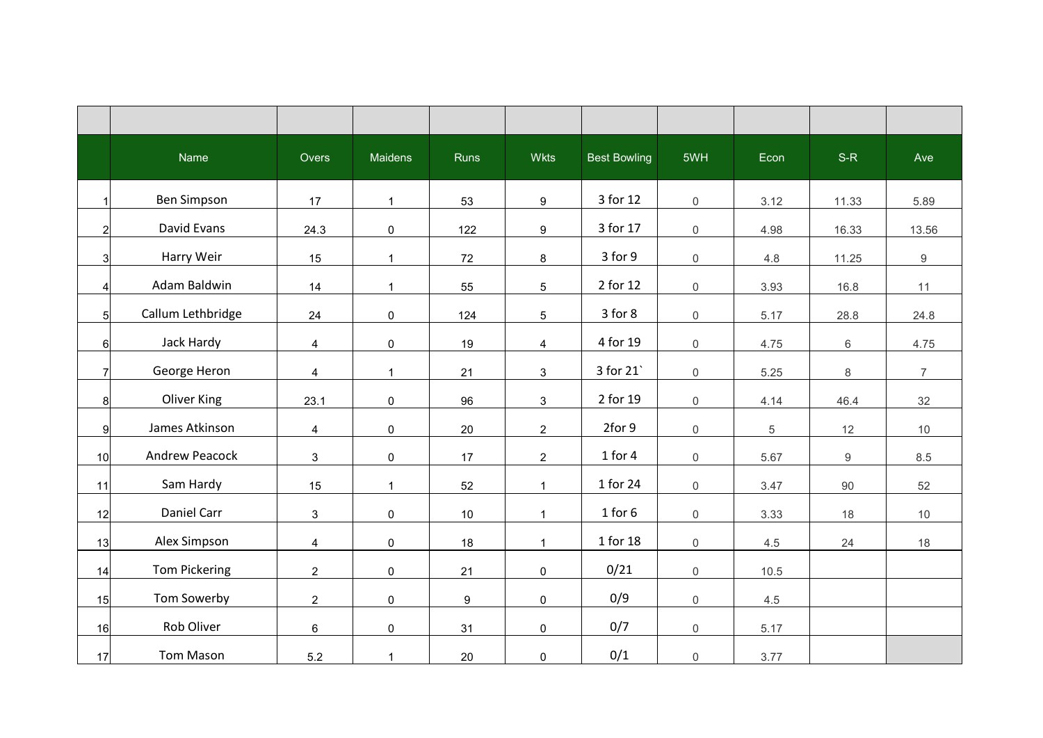| | Name | Overs | Maidens | Runs | Wkts | Best Bowling | 5WH | Econ | S-R | Ave |
|---|---|---|---|---|---|---|---|---|---|---|
| 1 | Ben Simpson | 17 | 1 | 53 | 9 | 3 for 12 | 0 | 3.12 | 11.33 | 5.89 |
| 2 | David Evans | 24.3 | 0 | 122 | 9 | 3 for 17 | 0 | 4.98 | 16.33 | 13.56 |
| 3 | Harry Weir | 15 | 1 | 72 | 8 | 3 for 9 | 0 | 4.8 | 11.25 | 9 |
| 4 | Adam Baldwin | 14 | 1 | 55 | 5 | 2 for 12 | 0 | 3.93 | 16.8 | 11 |
| 5 | Callum Lethbridge | 24 | 0 | 124 | 5 | 3 for 8 | 0 | 5.17 | 28.8 | 24.8 |
| 6 | Jack Hardy | 4 | 0 | 19 | 4 | 4 for 19 | 0 | 4.75 | 6 | 4.75 |
| 7 | George Heron | 4 | 1 | 21 | 3 | 3 for 21` | 0 | 5.25 | 8 | 7 |
| 8 | Oliver King | 23.1 | 0 | 96 | 3 | 2 for 19 | 0 | 4.14 | 46.4 | 32 |
| 9 | James Atkinson | 4 | 0 | 20 | 2 | 2for 9 | 0 | 5 | 12 | 10 |
| 10 | Andrew Peacock | 3 | 0 | 17 | 2 | 1 for 4 | 0 | 5.67 | 9 | 8.5 |
| 11 | Sam Hardy | 15 | 1 | 52 | 1 | 1 for 24 | 0 | 3.47 | 90 | 52 |
| 12 | Daniel Carr | 3 | 0 | 10 | 1 | 1 for 6 | 0 | 3.33 | 18 | 10 |
| 13 | Alex Simpson | 4 | 0 | 18 | 1 | 1 for 18 | 0 | 4.5 | 24 | 18 |
| 14 | Tom Pickering | 2 | 0 | 21 | 0 | 0/21 | 0 | 10.5 | | |
| 15 | Tom Sowerby | 2 | 0 | 9 | 0 | 0/9 | 0 | 4.5 | | |
| 16 | Rob Oliver | 6 | 0 | 31 | 0 | 0/7 | 0 | 5.17 | | |
| 17 | Tom Mason | 5.2 | 1 | 20 | 0 | 0/1 | 0 | 3.77 | | |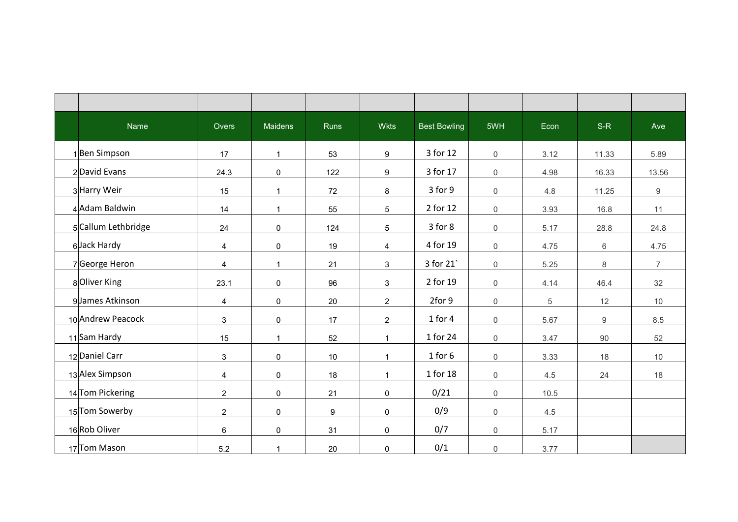| | Name | Overs | Maidens | Runs | Wkts | Best Bowling | 5WH | Econ | S-R | Ave |
|---|---|---|---|---|---|---|---|---|---|---|
| 1 | Ben Simpson | 17 | 1 | 53 | 9 | 3 for 12 | 0 | 3.12 | 11.33 | 5.89 |
| 2 | David Evans | 24.3 | 0 | 122 | 9 | 3 for 17 | 0 | 4.98 | 16.33 | 13.56 |
| 3 | Harry Weir | 15 | 1 | 72 | 8 | 3 for 9 | 0 | 4.8 | 11.25 | 9 |
| 4 | Adam Baldwin | 14 | 1 | 55 | 5 | 2 for 12 | 0 | 3.93 | 16.8 | 11 |
| 5 | Callum Lethbridge | 24 | 0 | 124 | 5 | 3 for 8 | 0 | 5.17 | 28.8 | 24.8 |
| 6 | Jack Hardy | 4 | 0 | 19 | 4 | 4 for 19 | 0 | 4.75 | 6 | 4.75 |
| 7 | George Heron | 4 | 1 | 21 | 3 | 3 for 21` | 0 | 5.25 | 8 | 7 |
| 8 | Oliver King | 23.1 | 0 | 96 | 3 | 2 for 19 | 0 | 4.14 | 46.4 | 32 |
| 9 | James Atkinson | 4 | 0 | 20 | 2 | 2for 9 | 0 | 5 | 12 | 10 |
| 10 | Andrew Peacock | 3 | 0 | 17 | 2 | 1 for 4 | 0 | 5.67 | 9 | 8.5 |
| 11 | Sam Hardy | 15 | 1 | 52 | 1 | 1 for 24 | 0 | 3.47 | 90 | 52 |
| 12 | Daniel Carr | 3 | 0 | 10 | 1 | 1 for 6 | 0 | 3.33 | 18 | 10 |
| 13 | Alex Simpson | 4 | 0 | 18 | 1 | 1 for 18 | 0 | 4.5 | 24 | 18 |
| 14 | Tom Pickering | 2 | 0 | 21 | 0 | 0/21 | 0 | 10.5 | | |
| 15 | Tom Sowerby | 2 | 0 | 9 | 0 | 0/9 | 0 | 4.5 | | |
| 16 | Rob Oliver | 6 | 0 | 31 | 0 | 0/7 | 0 | 5.17 | | |
| 17 | Tom Mason | 5.2 | 1 | 20 | 0 | 0/1 | 0 | 3.77 | | |